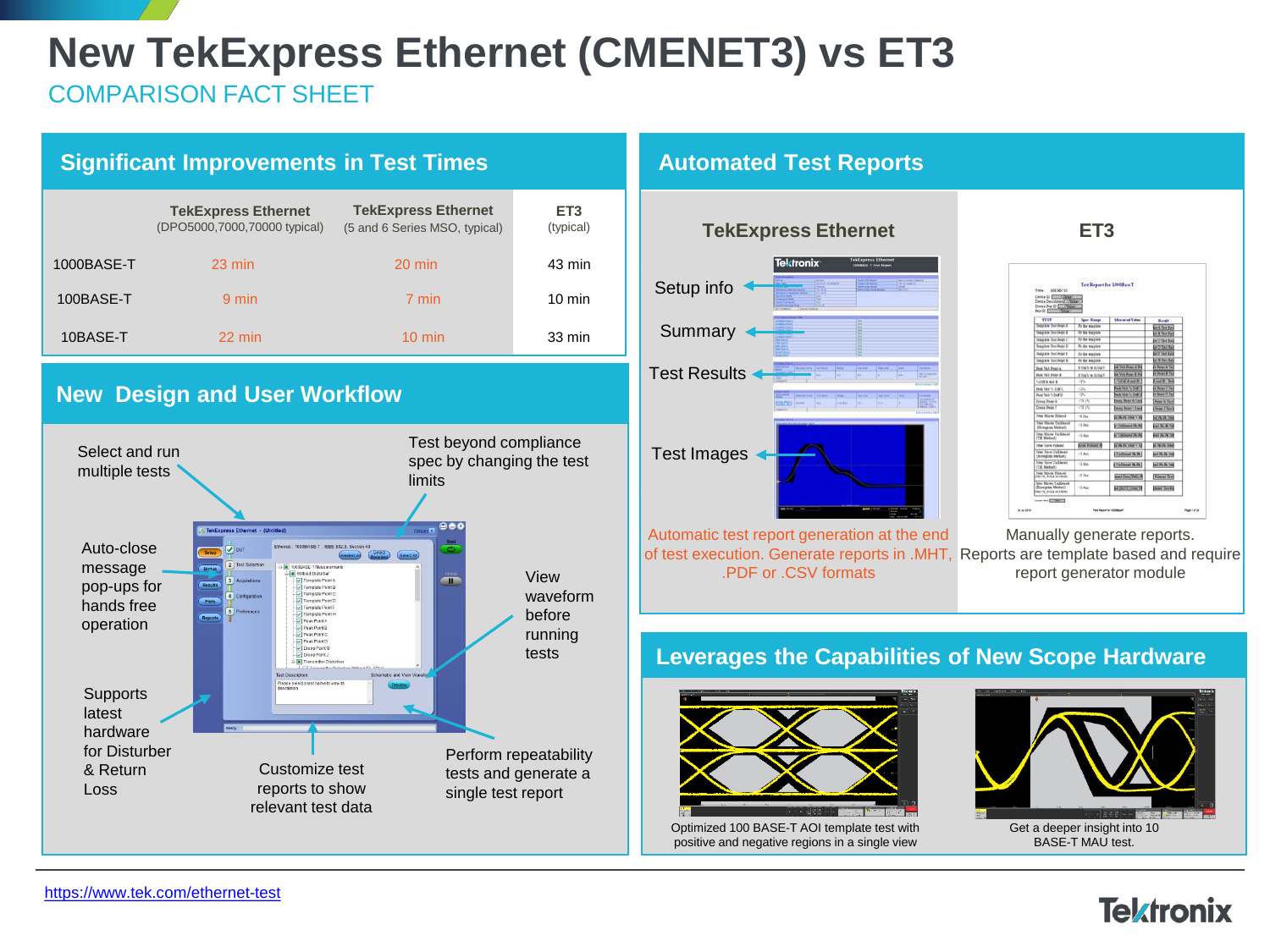# New TekExpress Ethernet (CMENET3) vs ET3

## COMPARISON FACT SHEET

## Significant Improvements in Test Times

| | TekExpress Ethernet (DPO5000,7000,70000 typical) | TekExpress Ethernet (5 and 6 Series MSO, typical) | ET3 (typical) |
|---|---|---|---|
| 1000BASE-T | 23 min | 20 min | 43 min |
| 100BASE-T | 9 min | 7 min | 10 min |
| 10BASE-T | 22 min | 10 min | 33 min |

## New Design and User Workflow

- Select and run multiple tests
- Test beyond compliance spec by changing the test limits
- Auto-close message pop-ups for hands free operation
- View waveform before running tests
- Supports latest hardware for Disturber & Return Loss
- Customize test reports to show relevant test data
- Perform repeatability tests and generate a single test report

## Automated Test Reports

| TekExpress Ethernet | ET3 |
|---|---|
| Setup info, Summary, Test Results, Test Images | |
| Automatic test report generation at the end of test execution. Generate reports in .MHT, .PDF or .CSV formats | Manually generate reports. Reports are template based and require report generator module |

## Leverages the Capabilities of New Scope Hardware

Optimized 100 BASE-T AOI template test with positive and negative regions in a single view

Get a deeper insight into 10 BASE-T MAU test.

https://www.tek.com/ethernet-test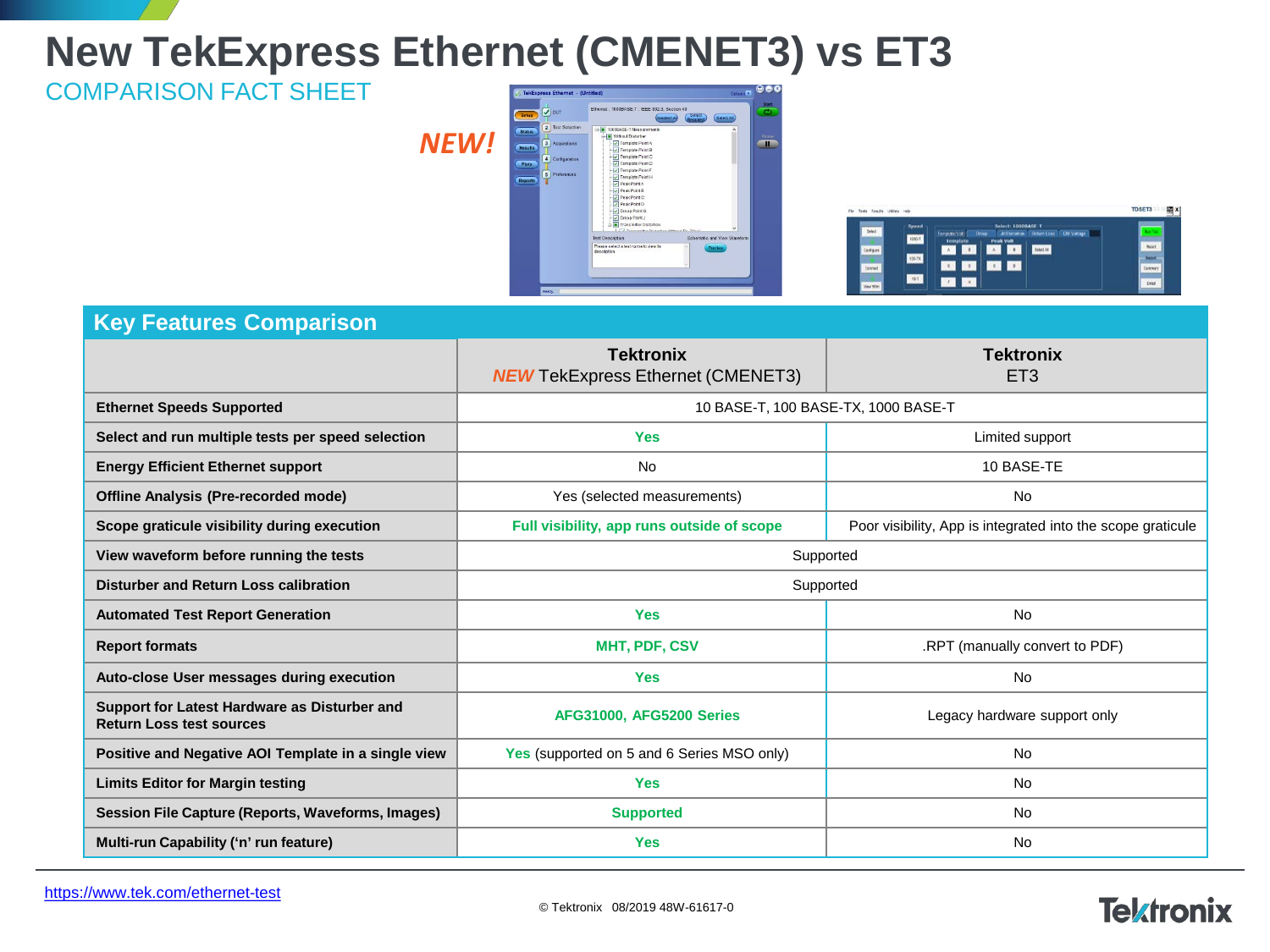# New TekExpress Ethernet (CMENET3) vs ET3

## COMPARISON FACT SHEET

**NEW!**

## Key Features Comparison

| | **Tektronix** *NEW* TekExpress Ethernet (CMENET3) | **Tektronix** ET3 |
|---|---|---|
| **Ethernet Speeds Supported** | 10 BASE-T, 100 BASE-TX, 1000 BASE-T | |
| **Select and run multiple tests per speed selection** | **Yes** | Limited support |
| **Energy Efficient Ethernet support** | No | 10 BASE-TE |
| **Offline Analysis (Pre-recorded mode)** | Yes (selected measurements) | No |
| **Scope graticule visibility during execution** | **Full visibility, app runs outside of scope** | Poor visibility, App is integrated into the scope graticule |
| **View waveform before running the tests** | Supported | |
| **Disturber and Return Loss calibration** | Supported | |
| **Automated Test Report Generation** | **Yes** | No |
| **Report formats** | **MHT, PDF, CSV** | .RPT (manually convert to PDF) |
| **Auto-close User messages during execution** | **Yes** | No |
| **Support for Latest Hardware as Disturber and Return Loss test sources** | **AFG31000, AFG5200 Series** | Legacy hardware support only |
| **Positive and Negative AOI Template in a single view** | **Yes** (supported on 5 and 6 Series MSO only) | No |
| **Limits Editor for Margin testing** | **Yes** | No |
| **Session File Capture (Reports, Waveforms, Images)** | **Supported** | No |
| **Multi-run Capability ('n' run feature)** | **Yes** | No |

https://www.tek.com/ethernet-test

© Tektronix 08/2019 48W-61617-0

Tektronix